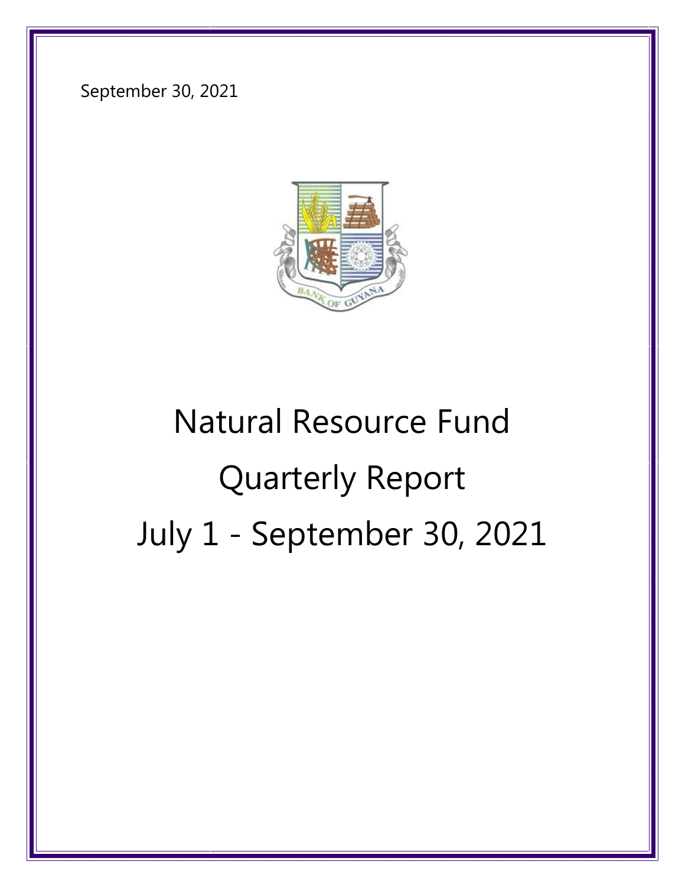September 30, 2021

# Natural Resource Fund

# Quarterly Report

# July 1 - September 30, 2021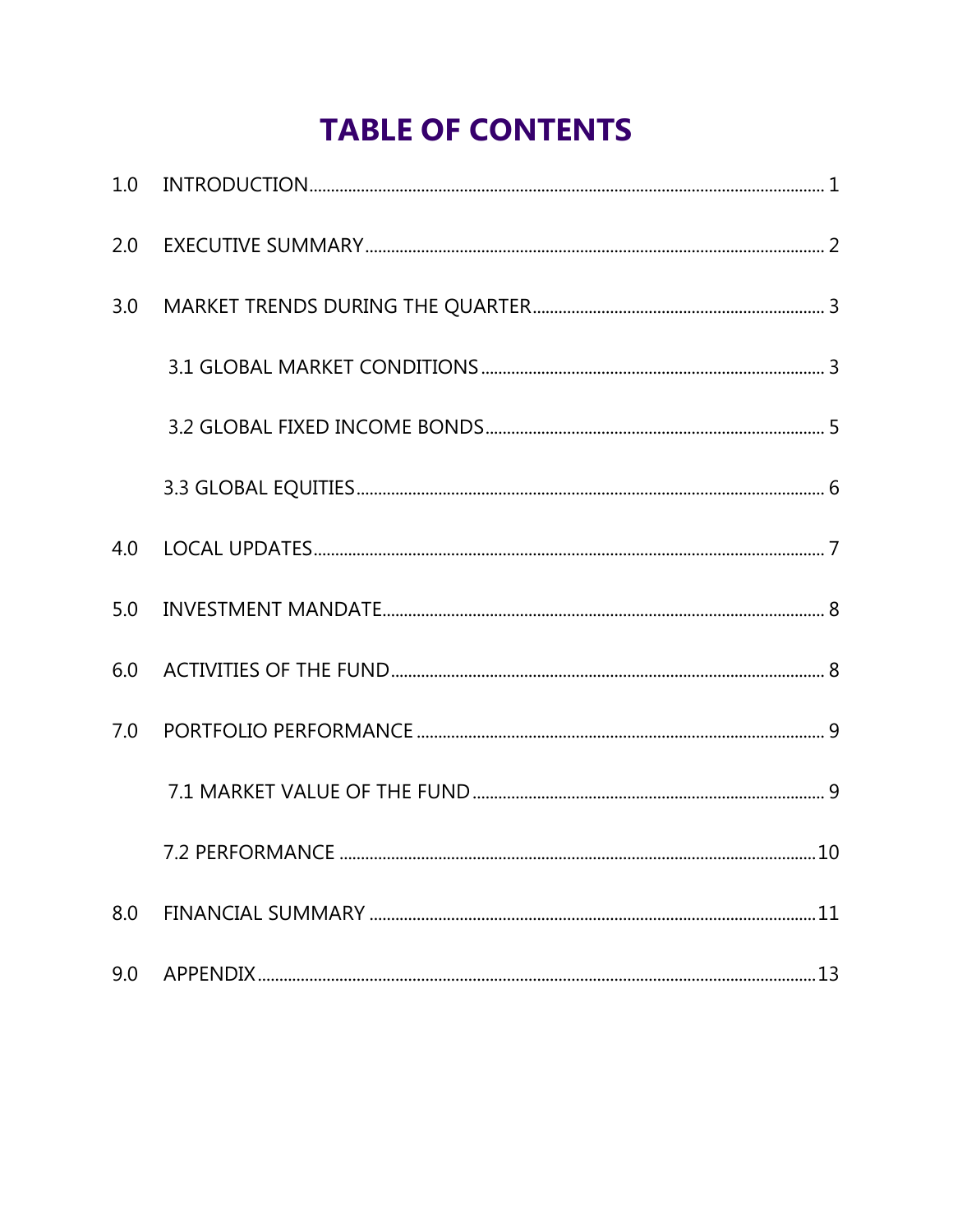# TABLE OF CONTENTS

1.0 INTRODUCTION ........................................................................ 1

2.0 EXECUTIVE SUMMARY ........................................................................ 2

3.0 MARKET TRENDS DURING THE QUARTER ........................................................................ 3

- 3.1 GLOBAL MARKET CONDITIONS ........................................................................ 3
- 3.2 GLOBAL FIXED INCOME BONDS ........................................................................ 5
- 3.3 GLOBAL EQUITIES ........................................................................ 6

4.0 LOCAL UPDATES ........................................................................ 7

5.0 INVESTMENT MANDATE ........................................................................ 8

6.0 ACTIVITIES OF THE FUND ........................................................................ 8

7.0 PORTFOLIO PERFORMANCE ........................................................................ 9

- 7.1 MARKET VALUE OF THE FUND ........................................................................ 9
- 7.2 PERFORMANCE ........................................................................ 10

8.0 FINANCIAL SUMMARY ........................................................................ 11

9.0 APPENDIX ........................................................................ 13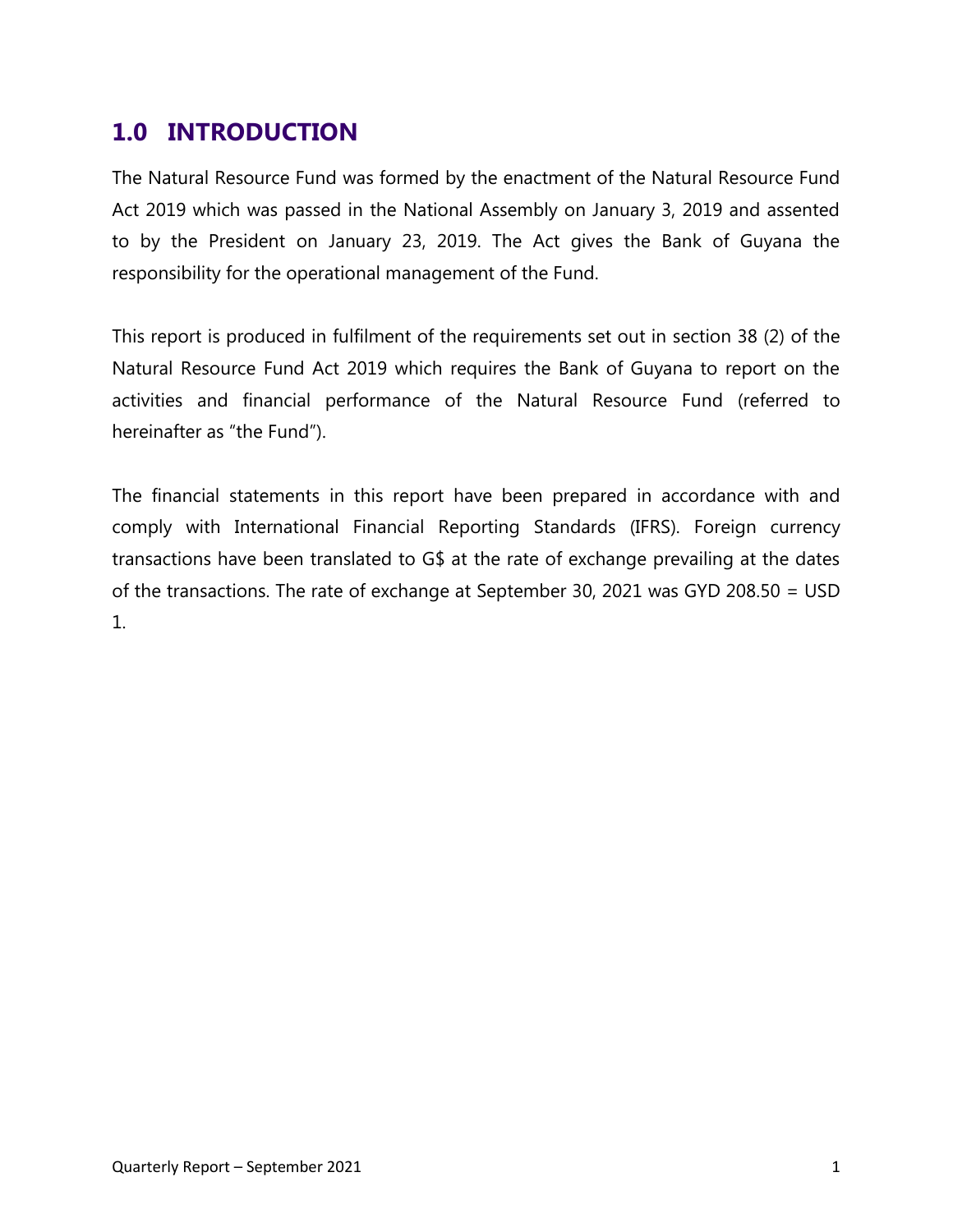## 1.0 INTRODUCTION

The Natural Resource Fund was formed by the enactment of the Natural Resource Fund Act 2019 which was passed in the National Assembly on January 3, 2019 and assented to by the President on January 23, 2019. The Act gives the Bank of Guyana the responsibility for the operational management of the Fund.

This report is produced in fulfilment of the requirements set out in section 38 (2) of the Natural Resource Fund Act 2019 which requires the Bank of Guyana to report on the activities and financial performance of the Natural Resource Fund (referred to hereinafter as "the Fund").

The financial statements in this report have been prepared in accordance with and comply with International Financial Reporting Standards (IFRS). Foreign currency transactions have been translated to G$ at the rate of exchange prevailing at the dates of the transactions. The rate of exchange at September 30, 2021 was GYD 208.50 = USD 1.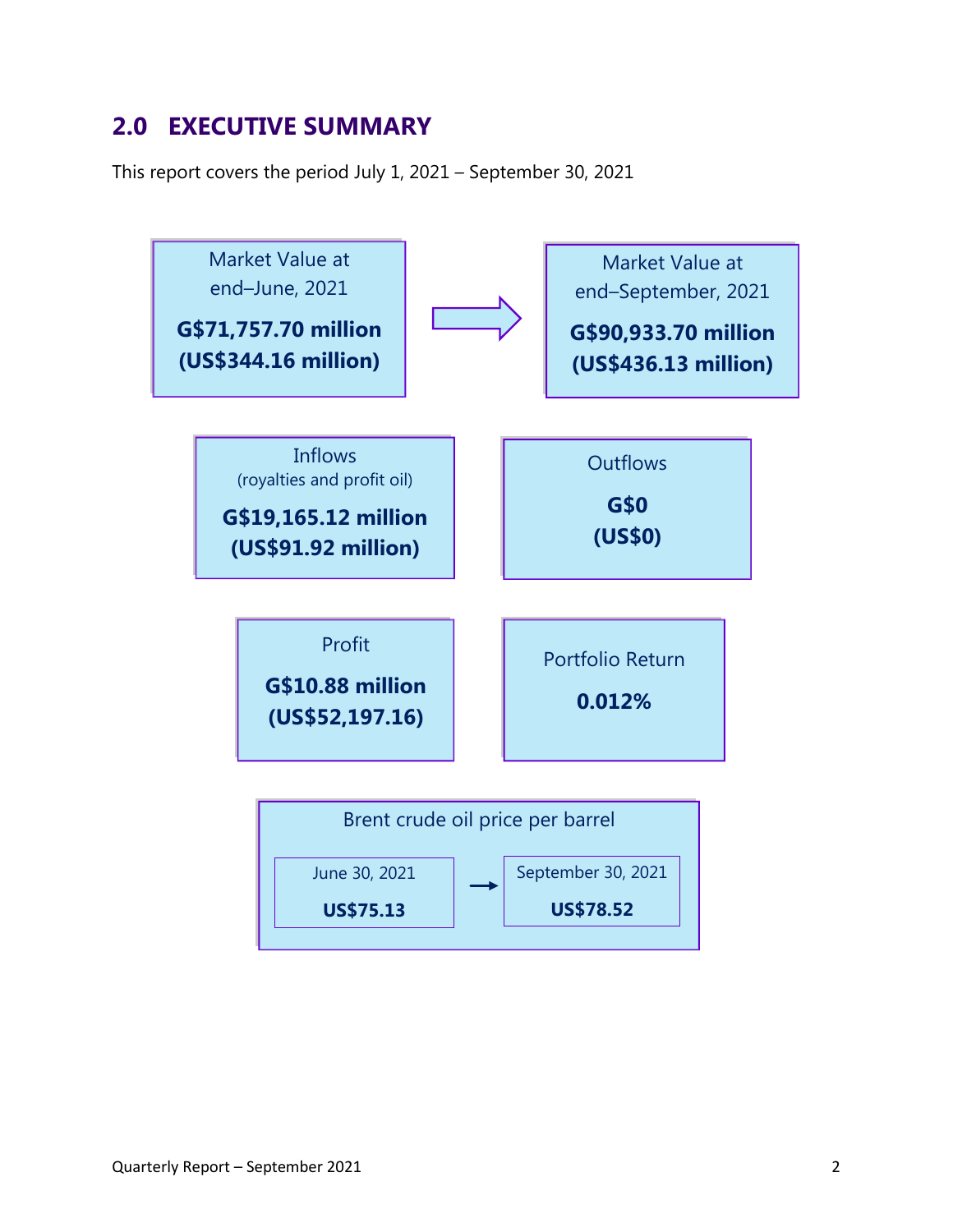## 2.0 EXECUTIVE SUMMARY

This report covers the period July 1, 2021 – September 30, 2021

Market Value at end–June, 2021

**G$71,757.70 million (US$344.16 million)**

Market Value at end–September, 2021

**G$90,933.70 million (US$436.13 million)**

Inflows (royalties and profit oil)

**G$19,165.12 million (US$91.92 million)**

Outflows

**G$0 (US$0)**

Profit

**G$10.88 million (US$52,197.16)**

Portfolio Return

**0.012%**

Brent crude oil price per barrel

| June 30, 2021 | September 30, 2021 |
|---|---|
| **US$75.13** | **US$78.52** |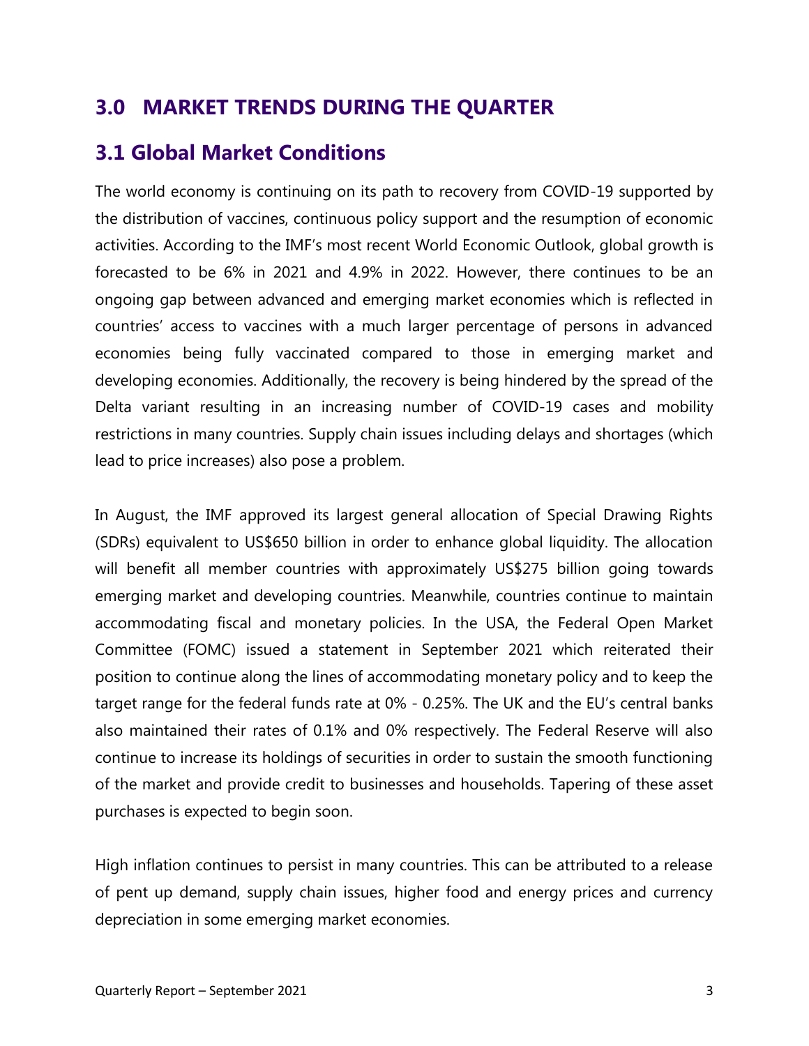# 3.0 MARKET TRENDS DURING THE QUARTER

## 3.1 Global Market Conditions

The world economy is continuing on its path to recovery from COVID-19 supported by the distribution of vaccines, continuous policy support and the resumption of economic activities. According to the IMF's most recent World Economic Outlook, global growth is forecasted to be 6% in 2021 and 4.9% in 2022. However, there continues to be an ongoing gap between advanced and emerging market economies which is reflected in countries' access to vaccines with a much larger percentage of persons in advanced economies being fully vaccinated compared to those in emerging market and developing economies. Additionally, the recovery is being hindered by the spread of the Delta variant resulting in an increasing number of COVID-19 cases and mobility restrictions in many countries. Supply chain issues including delays and shortages (which lead to price increases) also pose a problem.

In August, the IMF approved its largest general allocation of Special Drawing Rights (SDRs) equivalent to US$650 billion in order to enhance global liquidity. The allocation will benefit all member countries with approximately US$275 billion going towards emerging market and developing countries. Meanwhile, countries continue to maintain accommodating fiscal and monetary policies. In the USA, the Federal Open Market Committee (FOMC) issued a statement in September 2021 which reiterated their position to continue along the lines of accommodating monetary policy and to keep the target range for the federal funds rate at 0% - 0.25%. The UK and the EU's central banks also maintained their rates of 0.1% and 0% respectively. The Federal Reserve will also continue to increase its holdings of securities in order to sustain the smooth functioning of the market and provide credit to businesses and households. Tapering of these asset purchases is expected to begin soon.

High inflation continues to persist in many countries. This can be attributed to a release of pent up demand, supply chain issues, higher food and energy prices and currency depreciation in some emerging market economies.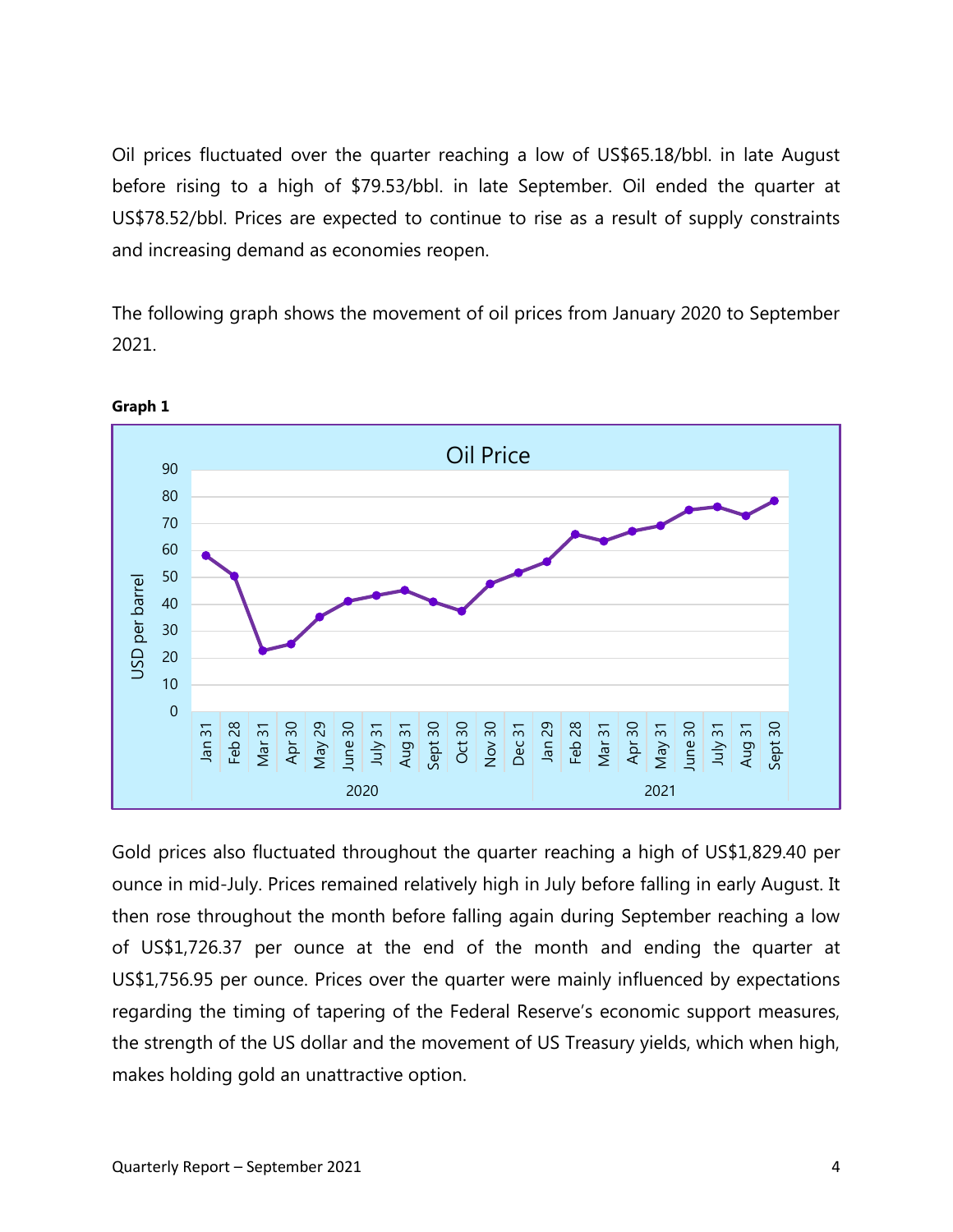Oil prices fluctuated over the quarter reaching a low of US$65.18/bbl. in late August before rising to a high of $79.53/bbl. in late September. Oil ended the quarter at US$78.52/bbl. Prices are expected to continue to rise as a result of supply constraints and increasing demand as economies reopen.

The following graph shows the movement of oil prices from January 2020 to September 2021.

**Graph 1**

Gold prices also fluctuated throughout the quarter reaching a high of US$1,829.40 per ounce in mid-July. Prices remained relatively high in July before falling in early August. It then rose throughout the month before falling again during September reaching a low of US$1,726.37 per ounce at the end of the month and ending the quarter at US$1,756.95 per ounce. Prices over the quarter were mainly influenced by expectations regarding the timing of tapering of the Federal Reserve's economic support measures, the strength of the US dollar and the movement of US Treasury yields, which when high, makes holding gold an unattractive option.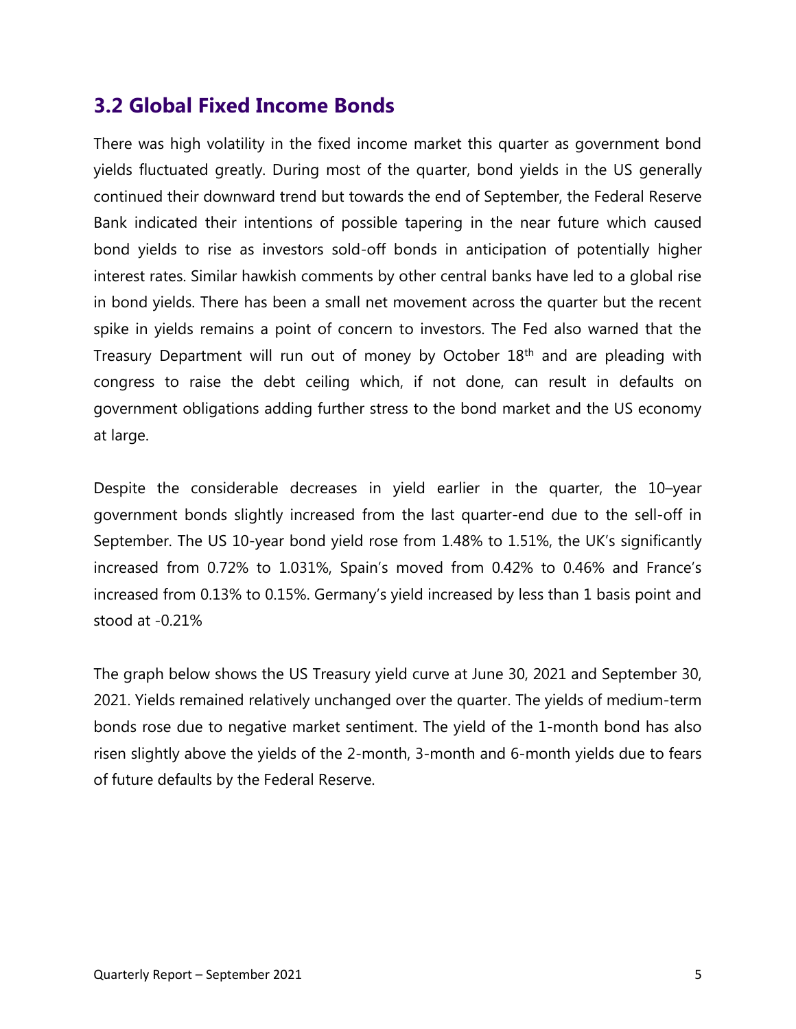## 3.2 Global Fixed Income Bonds

There was high volatility in the fixed income market this quarter as government bond yields fluctuated greatly. During most of the quarter, bond yields in the US generally continued their downward trend but towards the end of September, the Federal Reserve Bank indicated their intentions of possible tapering in the near future which caused bond yields to rise as investors sold-off bonds in anticipation of potentially higher interest rates. Similar hawkish comments by other central banks have led to a global rise in bond yields. There has been a small net movement across the quarter but the recent spike in yields remains a point of concern to investors. The Fed also warned that the Treasury Department will run out of money by October 18th and are pleading with congress to raise the debt ceiling which, if not done, can result in defaults on government obligations adding further stress to the bond market and the US economy at large.

Despite the considerable decreases in yield earlier in the quarter, the 10–year government bonds slightly increased from the last quarter-end due to the sell-off in September. The US 10-year bond yield rose from 1.48% to 1.51%, the UK's significantly increased from 0.72% to 1.031%, Spain's moved from 0.42% to 0.46% and France's increased from 0.13% to 0.15%. Germany's yield increased by less than 1 basis point and stood at -0.21%

The graph below shows the US Treasury yield curve at June 30, 2021 and September 30, 2021. Yields remained relatively unchanged over the quarter. The yields of medium-term bonds rose due to negative market sentiment. The yield of the 1-month bond has also risen slightly above the yields of the 2-month, 3-month and 6-month yields due to fears of future defaults by the Federal Reserve.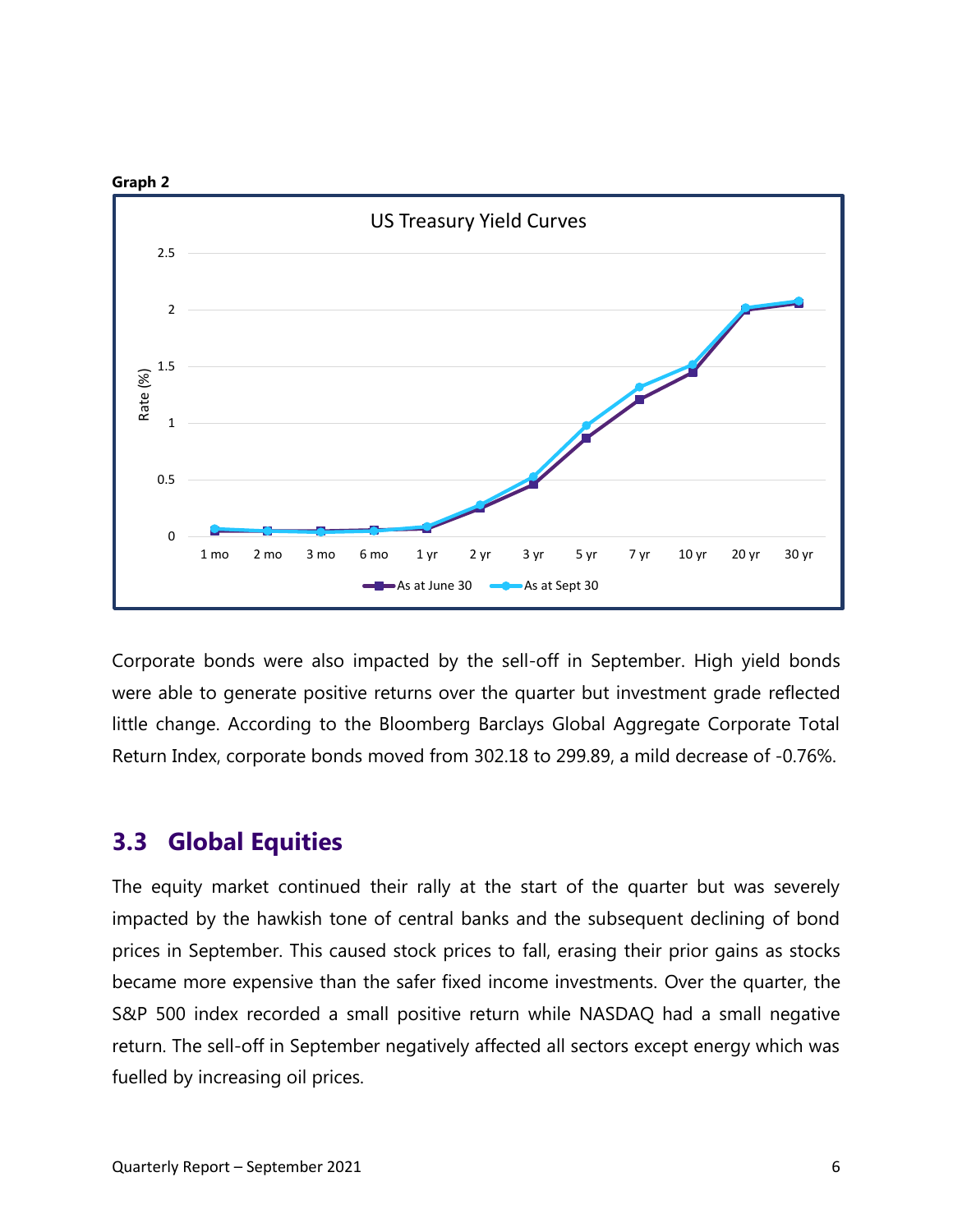**Graph 2**

Corporate bonds were also impacted by the sell-off in September. High yield bonds were able to generate positive returns over the quarter but investment grade reflected little change. According to the Bloomberg Barclays Global Aggregate Corporate Total Return Index, corporate bonds moved from 302.18 to 299.89, a mild decrease of -0.76%.

## 3.3 Global Equities

The equity market continued their rally at the start of the quarter but was severely impacted by the hawkish tone of central banks and the subsequent declining of bond prices in September. This caused stock prices to fall, erasing their prior gains as stocks became more expensive than the safer fixed income investments. Over the quarter, the S&P 500 index recorded a small positive return while NASDAQ had a small negative return. The sell-off in September negatively affected all sectors except energy which was fuelled by increasing oil prices.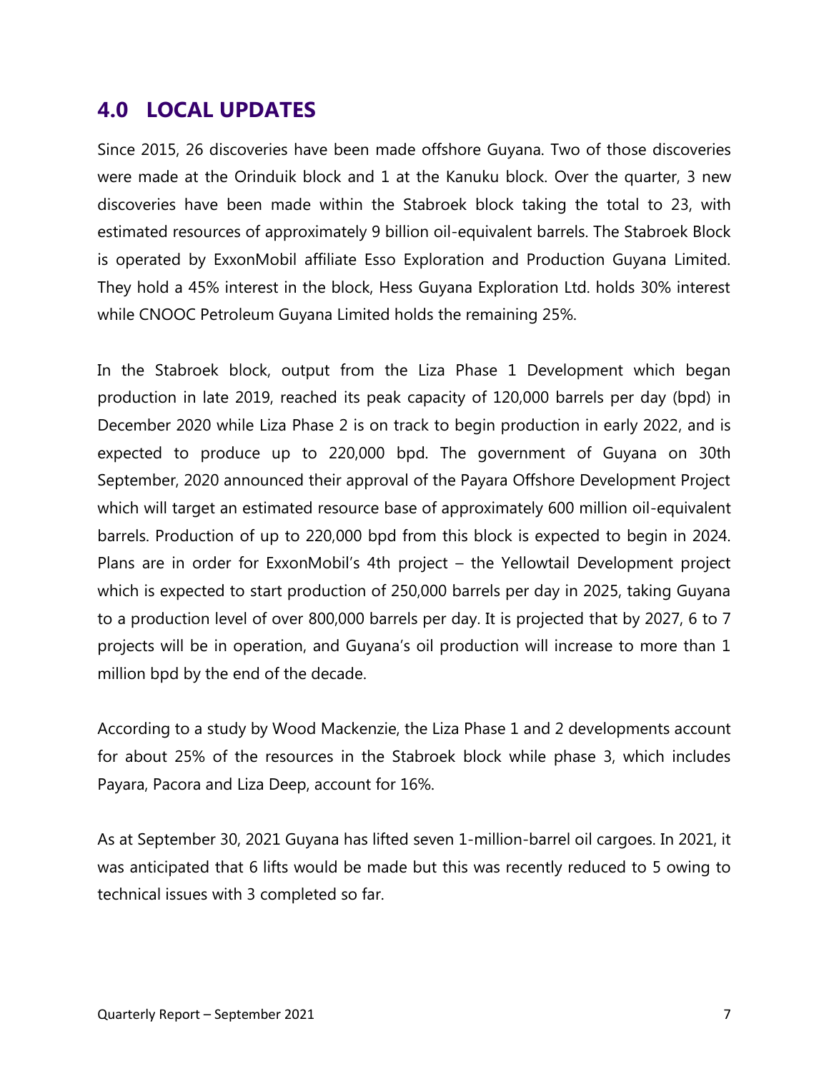## 4.0 LOCAL UPDATES

Since 2015, 26 discoveries have been made offshore Guyana. Two of those discoveries were made at the Orinduik block and 1 at the Kanuku block. Over the quarter, 3 new discoveries have been made within the Stabroek block taking the total to 23, with estimated resources of approximately 9 billion oil-equivalent barrels. The Stabroek Block is operated by ExxonMobil affiliate Esso Exploration and Production Guyana Limited. They hold a 45% interest in the block, Hess Guyana Exploration Ltd. holds 30% interest while CNOOC Petroleum Guyana Limited holds the remaining 25%.

In the Stabroek block, output from the Liza Phase 1 Development which began production in late 2019, reached its peak capacity of 120,000 barrels per day (bpd) in December 2020 while Liza Phase 2 is on track to begin production in early 2022, and is expected to produce up to 220,000 bpd. The government of Guyana on 30th September, 2020 announced their approval of the Payara Offshore Development Project which will target an estimated resource base of approximately 600 million oil-equivalent barrels. Production of up to 220,000 bpd from this block is expected to begin in 2024. Plans are in order for ExxonMobil's 4th project – the Yellowtail Development project which is expected to start production of 250,000 barrels per day in 2025, taking Guyana to a production level of over 800,000 barrels per day. It is projected that by 2027, 6 to 7 projects will be in operation, and Guyana's oil production will increase to more than 1 million bpd by the end of the decade.

According to a study by Wood Mackenzie, the Liza Phase 1 and 2 developments account for about 25% of the resources in the Stabroek block while phase 3, which includes Payara, Pacora and Liza Deep, account for 16%.

As at September 30, 2021 Guyana has lifted seven 1-million-barrel oil cargoes. In 2021, it was anticipated that 6 lifts would be made but this was recently reduced to 5 owing to technical issues with 3 completed so far.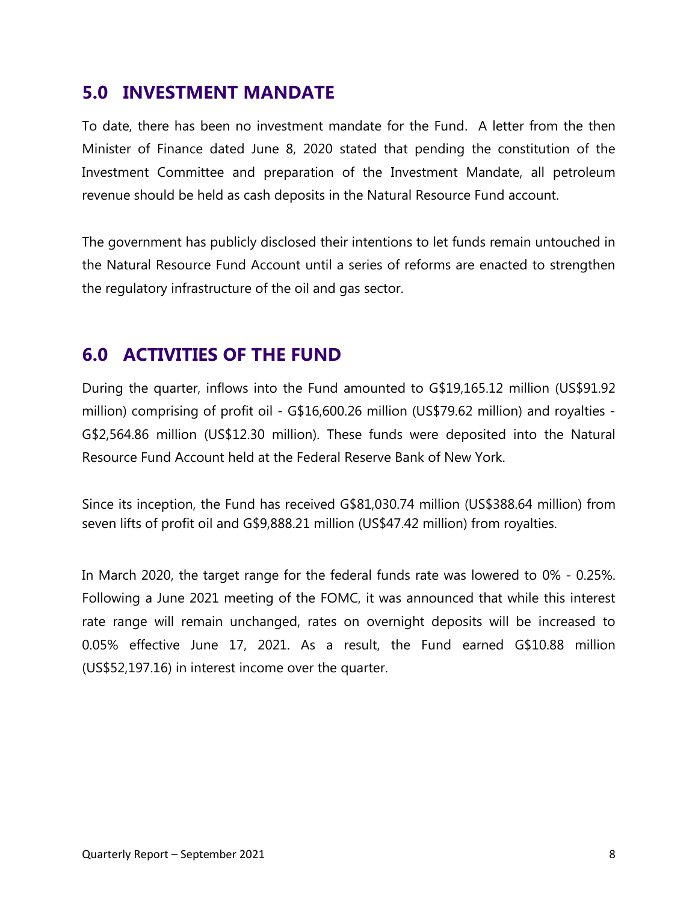## 5.0 INVESTMENT MANDATE

To date, there has been no investment mandate for the Fund. A letter from the then Minister of Finance dated June 8, 2020 stated that pending the constitution of the Investment Committee and preparation of the Investment Mandate, all petroleum revenue should be held as cash deposits in the Natural Resource Fund account.

The government has publicly disclosed their intentions to let funds remain untouched in the Natural Resource Fund Account until a series of reforms are enacted to strengthen the regulatory infrastructure of the oil and gas sector.

## 6.0 ACTIVITIES OF THE FUND

During the quarter, inflows into the Fund amounted to G$19,165.12 million (US$91.92 million) comprising of profit oil - G$16,600.26 million (US$79.62 million) and royalties - G$2,564.86 million (US$12.30 million). These funds were deposited into the Natural Resource Fund Account held at the Federal Reserve Bank of New York.

Since its inception, the Fund has received G$81,030.74 million (US$388.64 million) from seven lifts of profit oil and G$9,888.21 million (US$47.42 million) from royalties.

In March 2020, the target range for the federal funds rate was lowered to 0% - 0.25%. Following a June 2021 meeting of the FOMC, it was announced that while this interest rate range will remain unchanged, rates on overnight deposits will be increased to 0.05% effective June 17, 2021. As a result, the Fund earned G$10.88 million (US$52,197.16) in interest income over the quarter.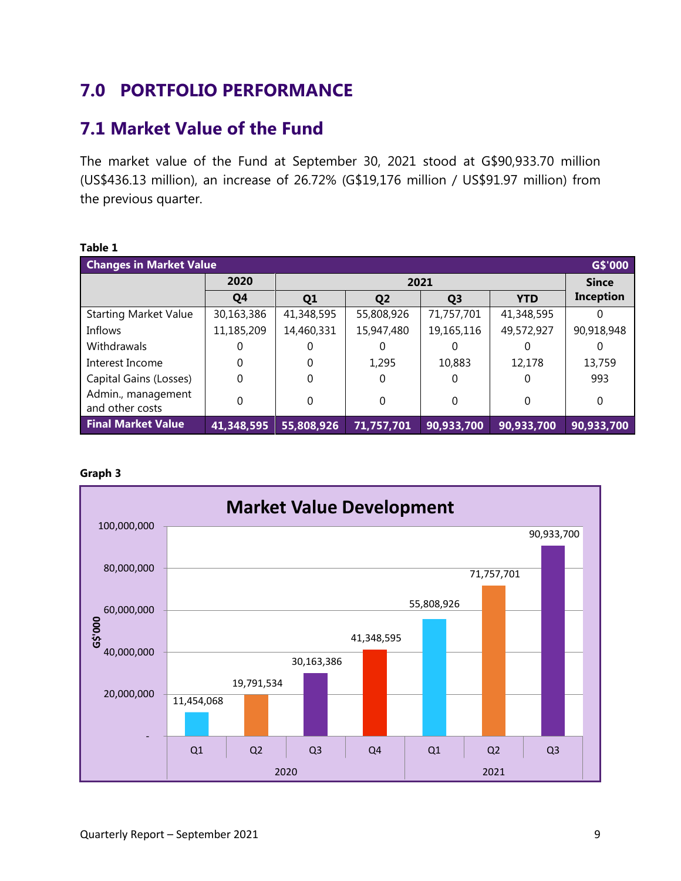## 7.0 PORTFOLIO PERFORMANCE

### 7.1 Market Value of the Fund

The market value of the Fund at September 30, 2021 stood at G$90,933.70 million (US$436.13 million), an increase of 26.72% (G$19,176 million / US$91.97 million) from the previous quarter.

**Table 1**

| Changes in Market Value | 2020 | 2021 | | | | G$'000 |
|---|---|---|---|---|---|---|
| | **Q4** | **Q1** | **Q2** | **Q3** | **YTD** | **Since Inception** |
| Starting Market Value | 30,163,386 | 41,348,595 | 55,808,926 | 71,757,701 | 41,348,595 | 0 |
| Inflows | 11,185,209 | 14,460,331 | 15,947,480 | 19,165,116 | 49,572,927 | 90,918,948 |
| Withdrawals | 0 | 0 | 0 | 0 | 0 | 0 |
| Interest Income | 0 | 0 | 1,295 | 10,883 | 12,178 | 13,759 |
| Capital Gains (Losses) | 0 | 0 | 0 | 0 | 0 | 993 |
| Admin., management and other costs | 0 | 0 | 0 | 0 | 0 | 0 |
| **Final Market Value** | **41,348,595** | **55,808,926** | **71,757,701** | **90,933,700** | **90,933,700** | **90,933,700** |

**Graph 3**

**Market Value Development**

| Year | Quarter | G$'000 |
|---|---|---|
| 2020 | Q1 | 11,454,068 |
| 2020 | Q2 | 19,791,534 |
| 2020 | Q3 | 30,163,386 |
| 2020 | Q4 | 41,348,595 |
| 2021 | Q1 | 55,808,926 |
| 2021 | Q2 | 71,757,701 |
| 2021 | Q3 | 90,933,700 |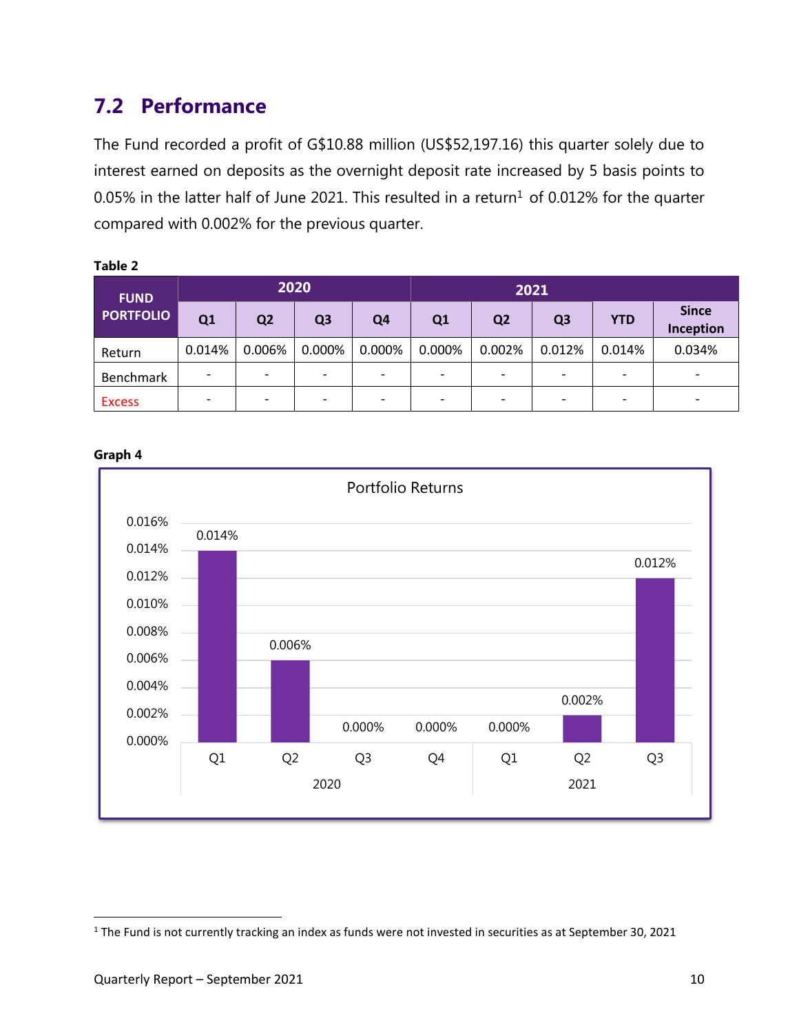## 7.2 Performance

The Fund recorded a profit of G$10.88 million (US$52,197.16) this quarter solely due to interest earned on deposits as the overnight deposit rate increased by 5 basis points to 0.05% in the latter half of June 2021. This resulted in a return[1] of 0.012% for the quarter compared with 0.002% for the previous quarter.

**Table 2**

| FUND PORTFOLIO | 2020 | | | | 2021 | | | | |
|---|---|---|---|---|---|---|---|---|---|
| | Q1 | Q2 | Q3 | Q4 | Q1 | Q2 | Q3 | YTD | Since Inception |
| Return | 0.014% | 0.006% | 0.000% | 0.000% | 0.000% | 0.002% | 0.012% | 0.014% | 0.034% |
| Benchmark | - | - | - | - | - | - | - | - | - |
| Excess | - | - | - | - | - | - | - | - | - |

**Graph 4**

Portfolio Returns

| | Q1 2020 | Q2 2020 | Q3 2020 | Q4 2020 | Q1 2021 | Q2 2021 | Q3 2021 |
|---|---|---|---|---|---|---|---|
| Return | 0.014% | 0.006% | 0.000% | 0.000% | 0.000% | 0.002% | 0.012% |

[1] The Fund is not currently tracking an index as funds were not invested in securities as at September 30, 2021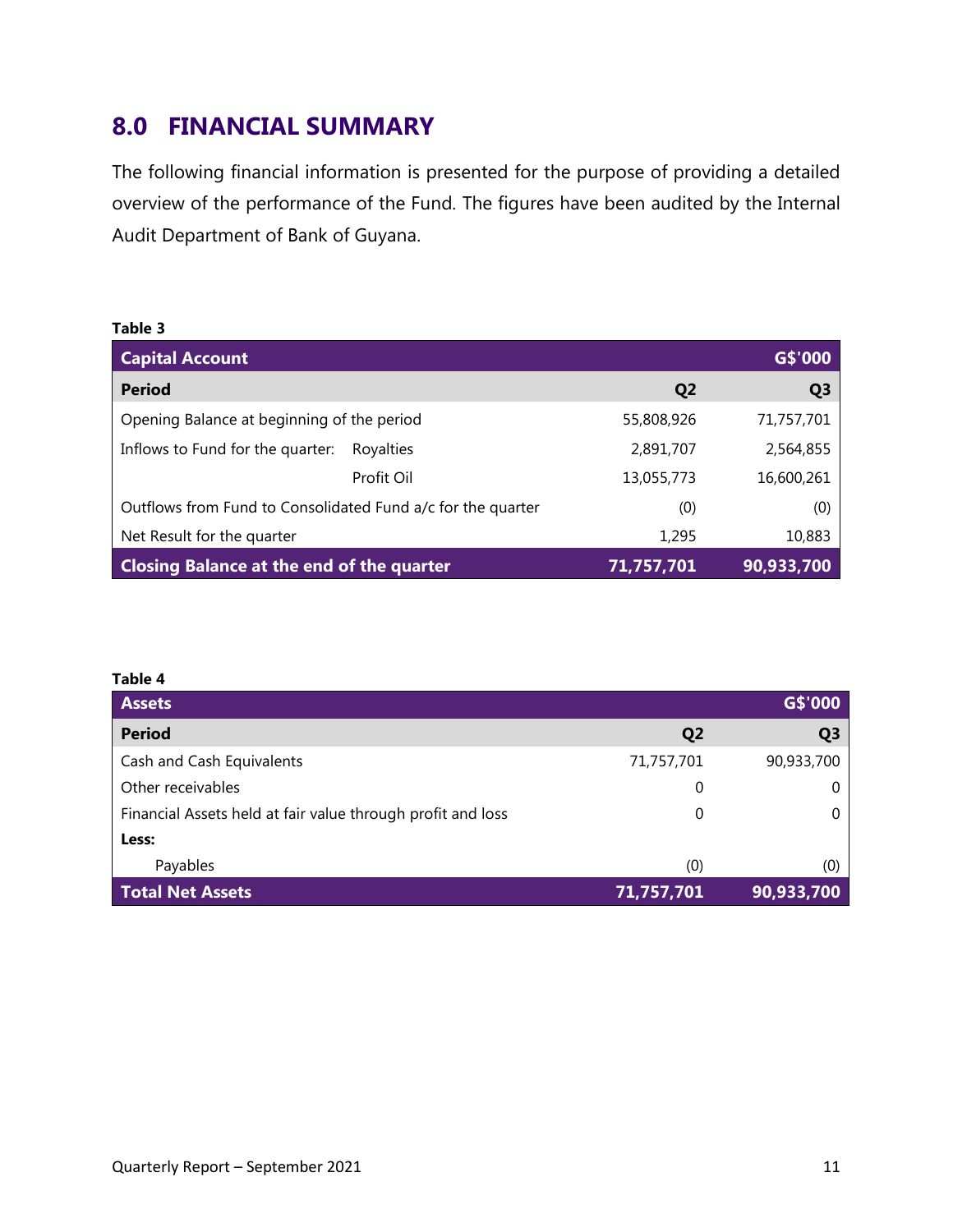## 8.0 FINANCIAL SUMMARY

The following financial information is presented for the purpose of providing a detailed overview of the performance of the Fund. The figures have been audited by the Internal Audit Department of Bank of Guyana.

**Table 3**

| Capital Account | | G$'000 |
|---|---|---|
| **Period** | **Q2** | **Q3** |
| Opening Balance at beginning of the period | 55,808,926 | 71,757,701 |
| Inflows to Fund for the quarter: Royalties | 2,891,707 | 2,564,855 |
| Profit Oil | 13,055,773 | 16,600,261 |
| Outflows from Fund to Consolidated Fund a/c for the quarter | (0) | (0) |
| Net Result for the quarter | 1,295 | 10,883 |
| **Closing Balance at the end of the quarter** | **71,757,701** | **90,933,700** |

**Table 4**

| Assets | | G$'000 |
|---|---|---|
| **Period** | **Q2** | **Q3** |
| Cash and Cash Equivalents | 71,757,701 | 90,933,700 |
| Other receivables | 0 | 0 |
| Financial Assets held at fair value through profit and loss | 0 | 0 |
| **Less:** | | |
| Payables | (0) | (0) |
| **Total Net Assets** | **71,757,701** | **90,933,700** |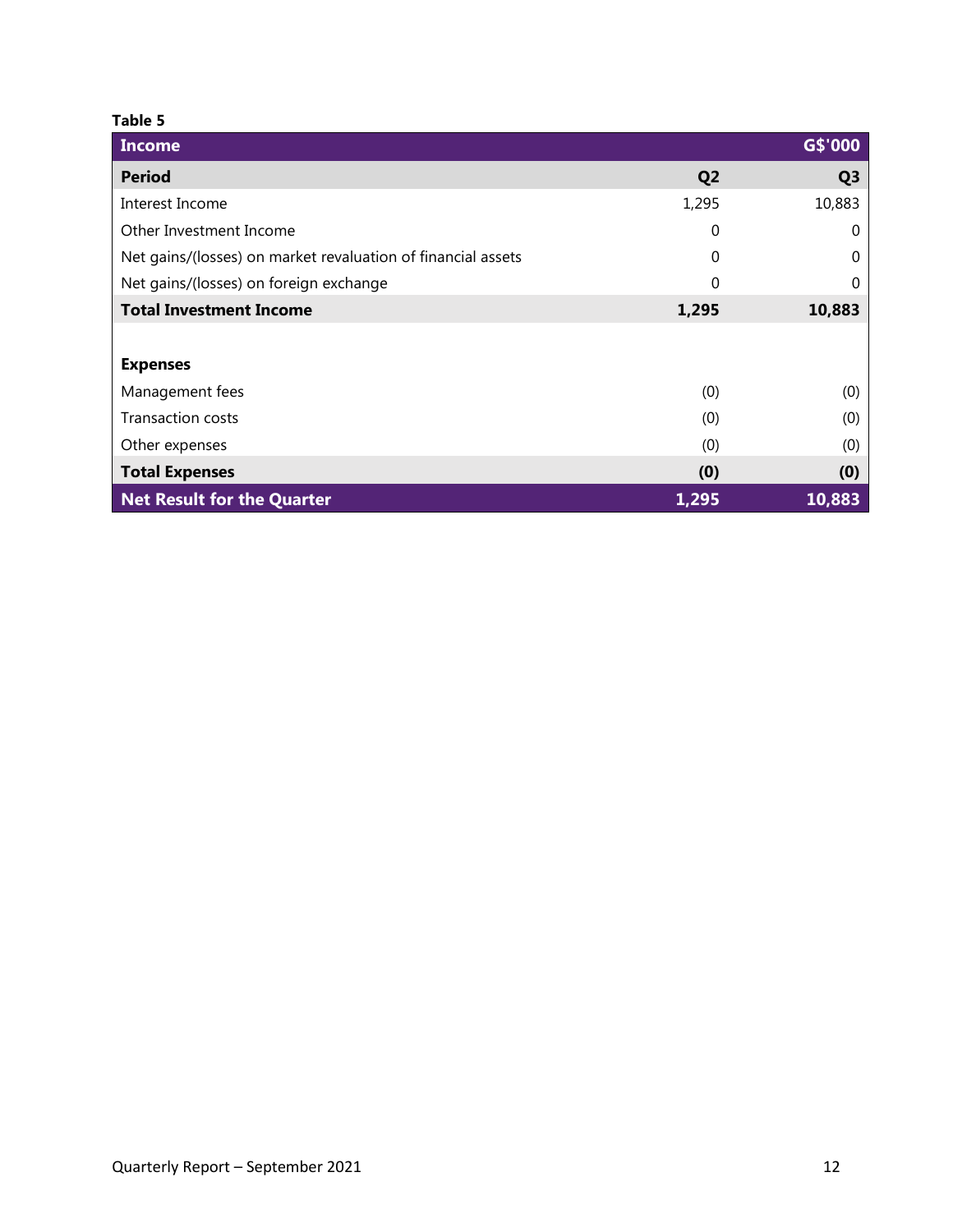**Table 5**

| Income | | G$'000 |
|---|---|---|
| **Period** | **Q2** | **Q3** |
| Interest Income | 1,295 | 10,883 |
| Other Investment Income | 0 | 0 |
| Net gains/(losses) on market revaluation of financial assets | 0 | 0 |
| Net gains/(losses) on foreign exchange | 0 | 0 |
| **Total Investment Income** | **1,295** | **10,883** |
| | | |
| **Expenses** | | |
| Management fees | (0) | (0) |
| Transaction costs | (0) | (0) |
| Other expenses | (0) | (0) |
| **Total Expenses** | **(0)** | **(0)** |
| **Net Result for the Quarter** | **1,295** | **10,883** |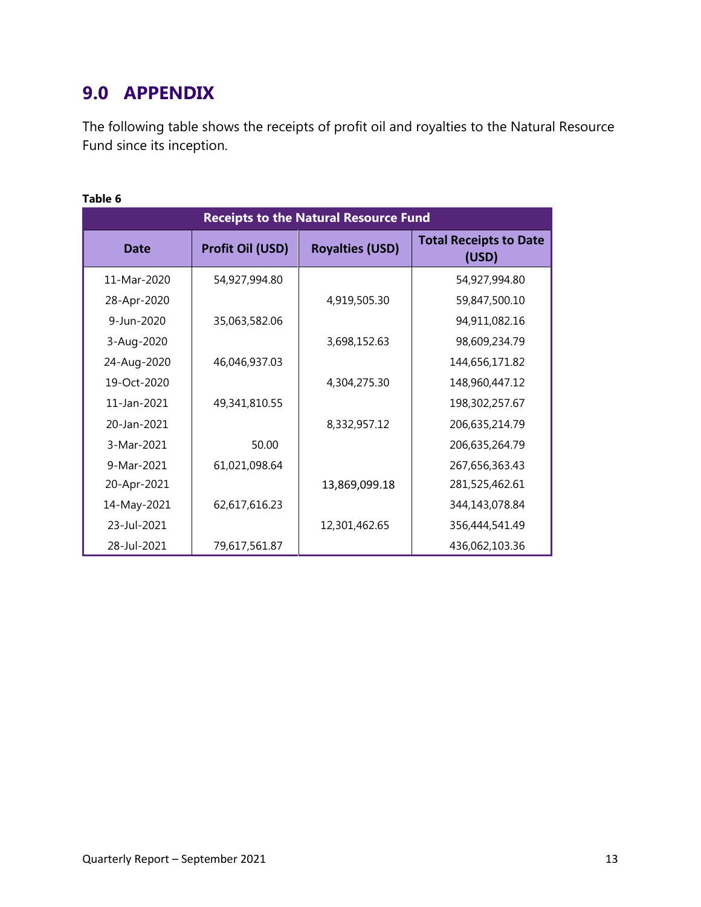## 9.0 APPENDIX

The following table shows the receipts of profit oil and royalties to the Natural Resource Fund since its inception.

**Table 6**

| Receipts to the Natural Resource Fund | | | |
|---|---|---|---|
| **Date** | **Profit Oil (USD)** | **Royalties (USD)** | **Total Receipts to Date (USD)** |
| 11-Mar-2020 | 54,927,994.80 | | 54,927,994.80 |
| 28-Apr-2020 | | 4,919,505.30 | 59,847,500.10 |
| 9-Jun-2020 | 35,063,582.06 | | 94,911,082.16 |
| 3-Aug-2020 | | 3,698,152.63 | 98,609,234.79 |
| 24-Aug-2020 | 46,046,937.03 | | 144,656,171.82 |
| 19-Oct-2020 | | 4,304,275.30 | 148,960,447.12 |
| 11-Jan-2021 | 49,341,810.55 | | 198,302,257.67 |
| 20-Jan-2021 | | 8,332,957.12 | 206,635,214.79 |
| 3-Mar-2021 | 50.00 | | 206,635,264.79 |
| 9-Mar-2021 | 61,021,098.64 | | 267,656,363.43 |
| 20-Apr-2021 | | 13,869,099.18 | 281,525,462.61 |
| 14-May-2021 | 62,617,616.23 | | 344,143,078.84 |
| 23-Jul-2021 | | 12,301,462.65 | 356,444,541.49 |
| 28-Jul-2021 | 79,617,561.87 | | 436,062,103.36 |